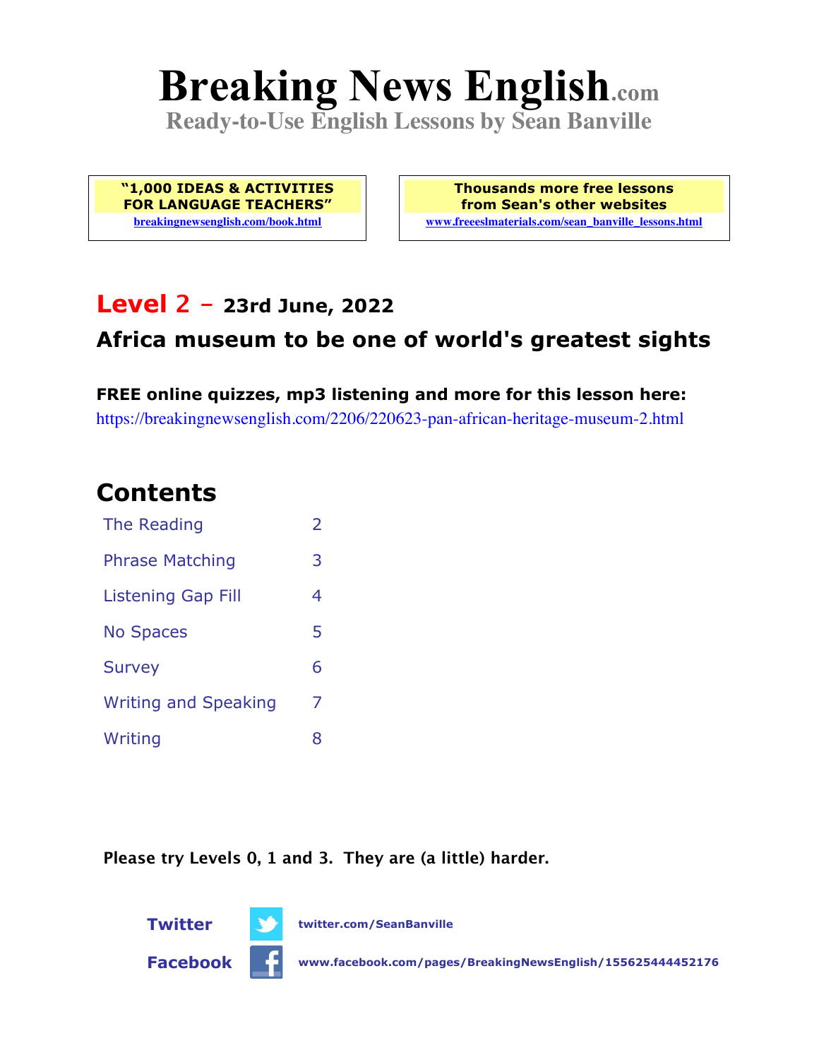# Breaking News English.com

**Ready-to-Use English Lessons by Sean Banville**

**"1,000 IDEAS & ACTIVITIES FOR LANGUAGE TEACHERS"**
breakingnewsenglish.com/book.html

**Thousands more free lessons from Sean's other websites**
www.freeeslmaterials.com/sean_banville_lessons.html

## Level 2 – 23rd June, 2022

## Africa museum to be one of world's greatest sights

**FREE online quizzes, mp3 listening and more for this lesson here:**
https://breakingnewsenglish.com/2206/220623-pan-african-heritage-museum-2.html

## Contents

| | |
|---|---|
| The Reading | 2 |
| Phrase Matching | 3 |
| Listening Gap Fill | 4 |
| No Spaces | 5 |
| Survey | 6 |
| Writing and Speaking | 7 |
| Writing | 8 |

**Please try Levels 0, 1 and 3. They are (a little) harder.**

**Twitter** twitter.com/SeanBanville

**Facebook** www.facebook.com/pages/BreakingNewsEnglish/155625444452176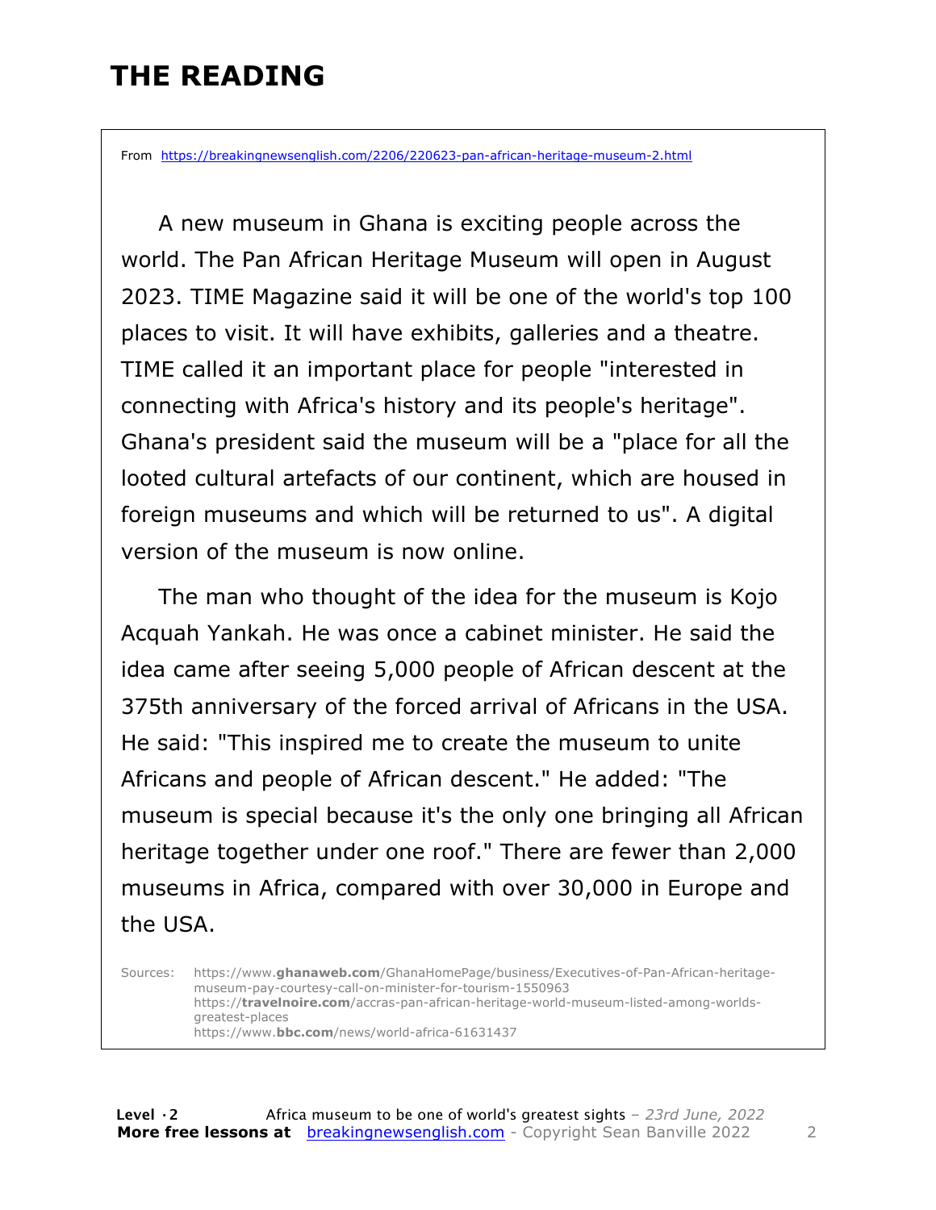# THE READING

From https://breakingnewsenglish.com/2206/220623-pan-african-heritage-museum-2.html

A new museum in Ghana is exciting people across the world. The Pan African Heritage Museum will open in August 2023. TIME Magazine said it will be one of the world's top 100 places to visit. It will have exhibits, galleries and a theatre. TIME called it an important place for people "interested in connecting with Africa's history and its people's heritage". Ghana's president said the museum will be a "place for all the looted cultural artefacts of our continent, which are housed in foreign museums and which will be returned to us". A digital version of the museum is now online.

The man who thought of the idea for the museum is Kojo Acquah Yankah. He was once a cabinet minister. He said the idea came after seeing 5,000 people of African descent at the 375th anniversary of the forced arrival of Africans in the USA. He said: "This inspired me to create the museum to unite Africans and people of African descent." He added: "The museum is special because it's the only one bringing all African heritage together under one roof." There are fewer than 2,000 museums in Africa, compared with over 30,000 in Europe and the USA.

Sources: https://www.**ghanaweb.com**/GhanaHomePage/business/Executives-of-Pan-African-heritage-museum-pay-courtesy-call-on-minister-for-tourism-1550963
https://**travelnoire.com**/accras-pan-african-heritage-world-museum-listed-among-worlds-greatest-places
https://www.**bbc.com**/news/world-africa-61631437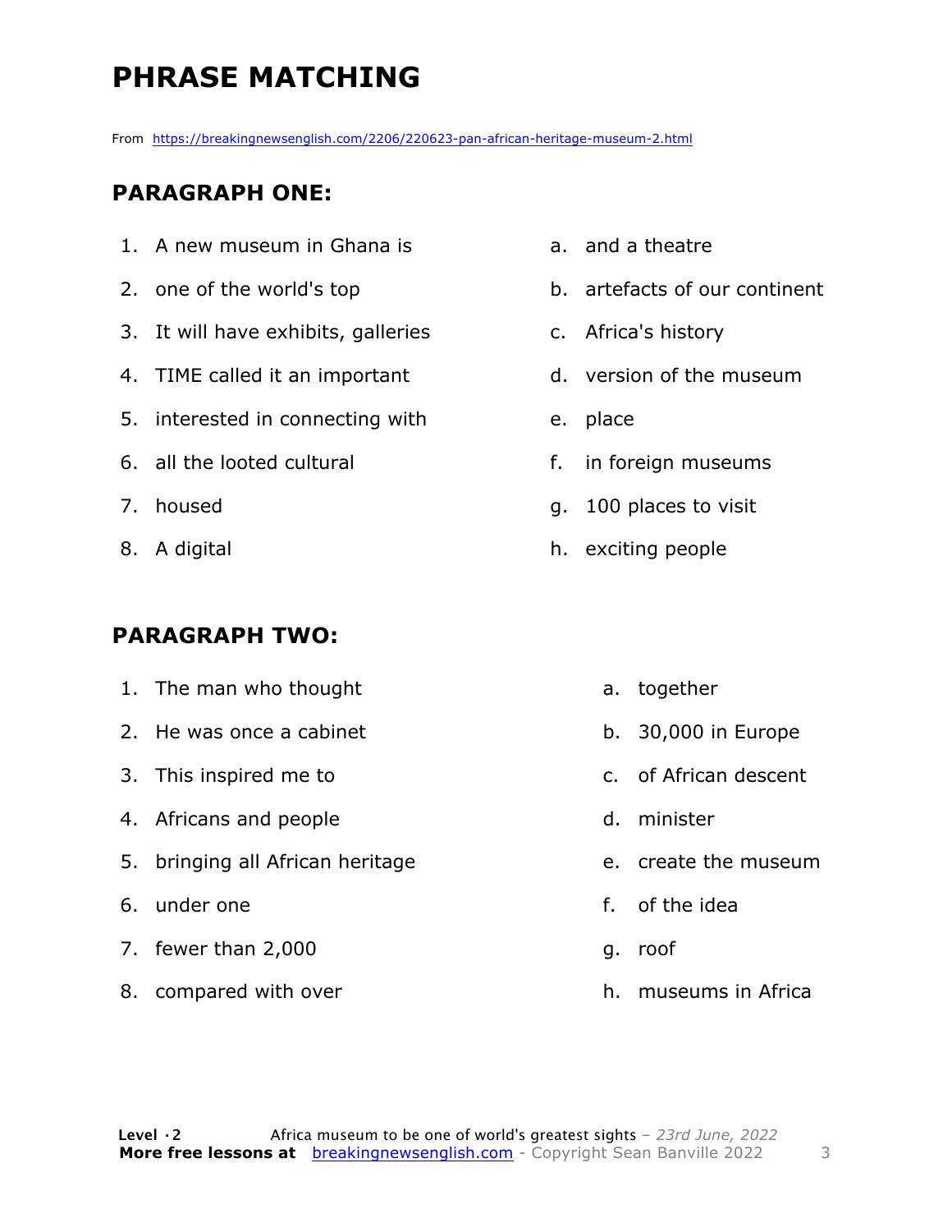# PHRASE MATCHING

From https://breakingnewsenglish.com/2206/220623-pan-african-heritage-museum-2.html

## PARAGRAPH ONE:

1. A new museum in Ghana is
2. one of the world's top
3. It will have exhibits, galleries
4. TIME called it an important
5. interested in connecting with
6. all the looted cultural
7. housed
8. A digital

a. and a theatre
b. artefacts of our continent
c. Africa's history
d. version of the museum
e. place
f. in foreign museums
g. 100 places to visit
h. exciting people

## PARAGRAPH TWO:

1. The man who thought
2. He was once a cabinet
3. This inspired me to
4. Africans and people
5. bringing all African heritage
6. under one
7. fewer than 2,000
8. compared with over

a. together
b. 30,000 in Europe
c. of African descent
d. minister
e. create the museum
f. of the idea
g. roof
h. museums in Africa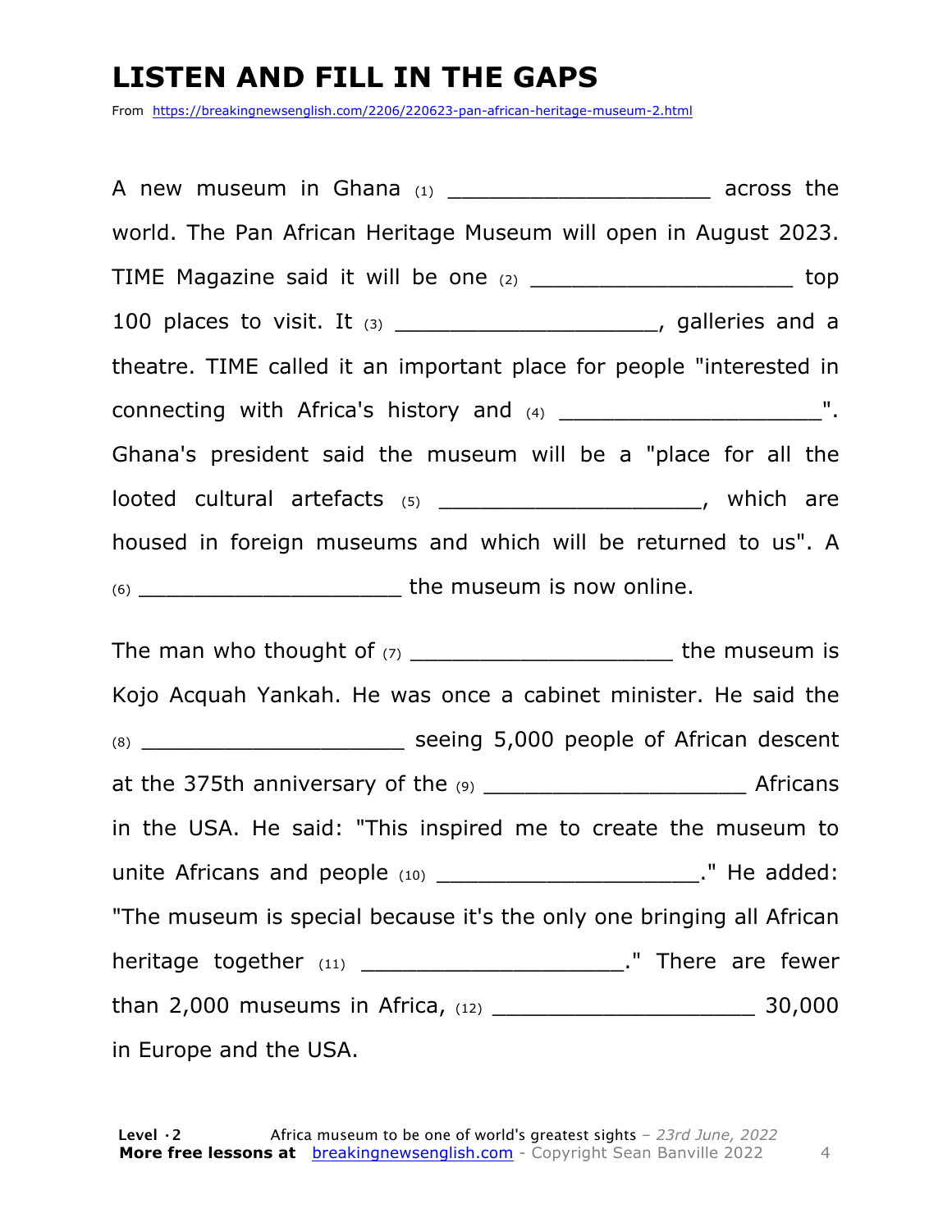# LISTEN AND FILL IN THE GAPS

From https://breakingnewsenglish.com/2206/220623-pan-african-heritage-museum-2.html

A new museum in Ghana (1) ____________________ across the world. The Pan African Heritage Museum will open in August 2023. TIME Magazine said it will be one (2) ____________________ top 100 places to visit. It (3) ____________________, galleries and a theatre. TIME called it an important place for people "interested in connecting with Africa's history and (4) ____________________". Ghana's president said the museum will be a "place for all the looted cultural artefacts (5) ____________________, which are housed in foreign museums and which will be returned to us". A (6) ____________________ the museum is now online.

The man who thought of (7) ____________________ the museum is Kojo Acquah Yankah. He was once a cabinet minister. He said the (8) ____________________ seeing 5,000 people of African descent at the 375th anniversary of the (9) ____________________ Africans in the USA. He said: "This inspired me to create the museum to unite Africans and people (10) ____________________." He added: "The museum is special because it's the only one bringing all African heritage together (11) ____________________." There are fewer than 2,000 museums in Africa, (12) ____________________ 30,000 in Europe and the USA.

**Level · 2** Africa museum to be one of world's greatest sights – *23rd June, 2022*
**More free lessons at** breakingnewsenglish.com - Copyright Sean Banville 2022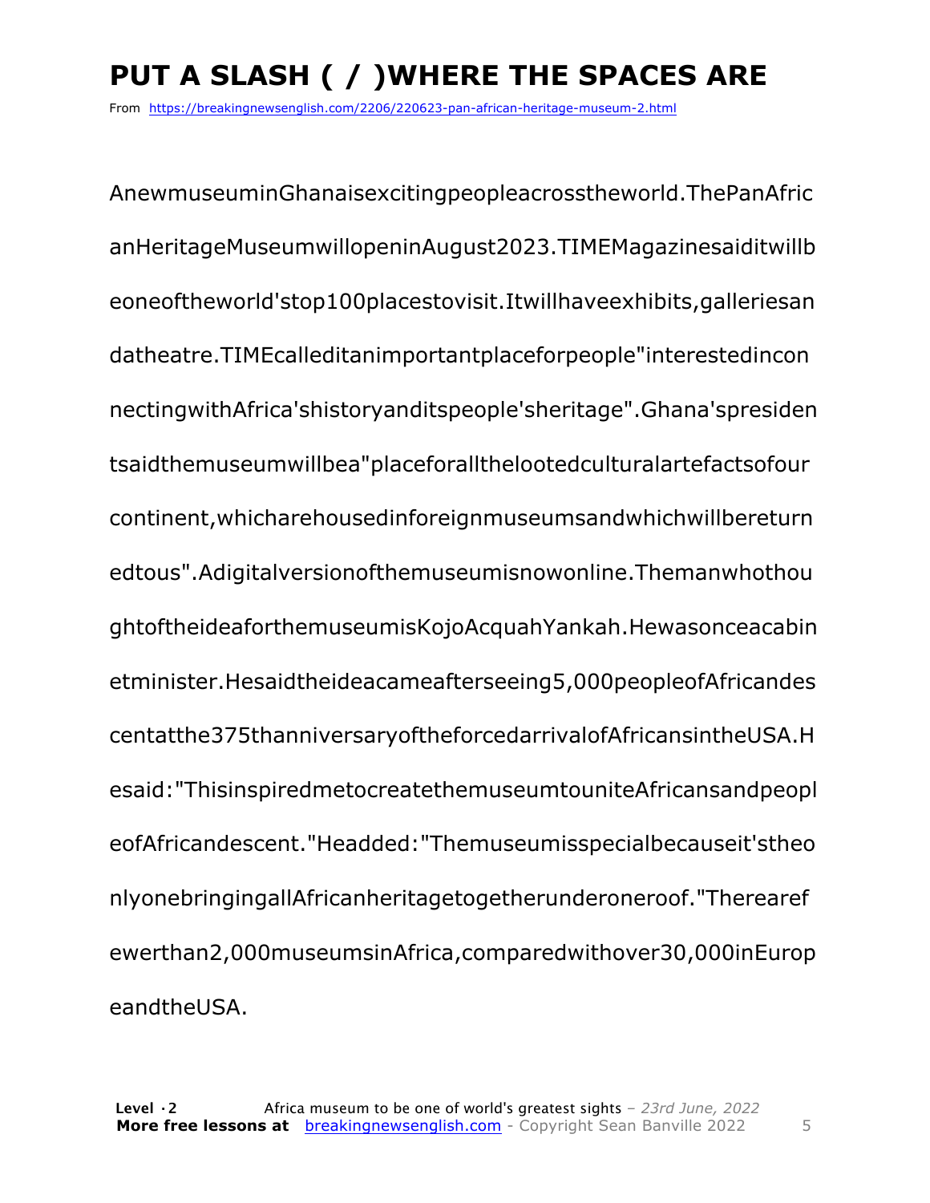# PUT A SLASH ( / )WHERE THE SPACES ARE

From https://breakingnewsenglish.com/2206/220623-pan-african-heritage-museum-2.html

AnewmuseuminGhanaisexcitingpeopleacrosstheworld.ThePanAfric
anHeritageMuseumwillopeninAugust2023.TIMEMagazinesaiditwillb
eoneoftheworld'stop100placestovisit.Itwillhaveexhibits,galleriesan
datheatre.TIMEcalleditanimportantplaceforpeople"interestedincon
nectingwithAfrica'shistoryanditspeople'sheritage".Ghana'spresiden
tsaidthemuseumwillbea"placeforallthelootedculturalartefactsofour
continent,whicharehousedinforeignmuseumsandwhichwillbereturn
edtous".Adigitalversionofthemuseumisnowonline.Themanwhothou
ghtoftheideaforthemuseumisKojoAcquahYankah.Hewasonceacabin
etminister.Hesaidtheideacameafterseeing5,000peopleofAfricandes
centatthe375thanniversaryoftheforcedarrivalofAfricansintheUSA.H
esaid:"ThisinspiredmetocreatethemuseumtouniteAfricansandpeopl
eofAfricandescent."Headded:"Themuseumisspecialbecauseit'stheo
nlyonebringingallAfricanheritagetogetherunderoneroof."Therearef
ewerthan2,000museumsinAfrica,comparedwithover30,000inEurop
eandtheUSA.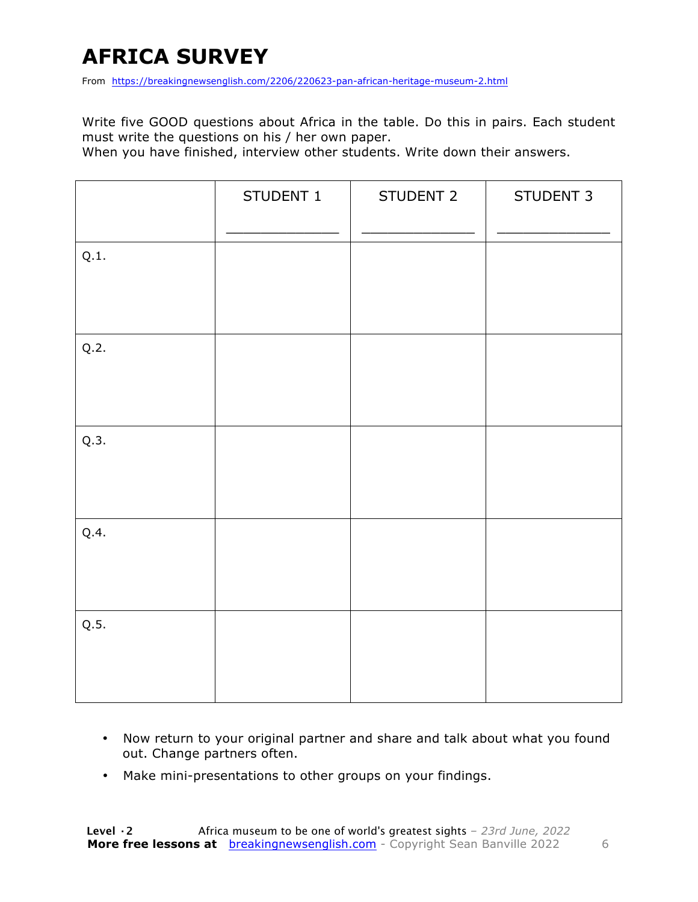# AFRICA SURVEY

From https://breakingnewsenglish.com/2206/220623-pan-african-heritage-museum-2.html

Write five GOOD questions about Africa in the table. Do this in pairs. Each student must write the questions on his / her own paper.
When you have finished, interview other students. Write down their answers.

| | STUDENT 1<br>_____________ | STUDENT 2<br>_____________ | STUDENT 3<br>_____________ |
|---|---|---|---|
| Q.1. | | | |
| Q.2. | | | |
| Q.3. | | | |
| Q.4. | | | |
| Q.5. | | | |

- Now return to your original partner and share and talk about what you found out. Change partners often.
- Make mini-presentations to other groups on your findings.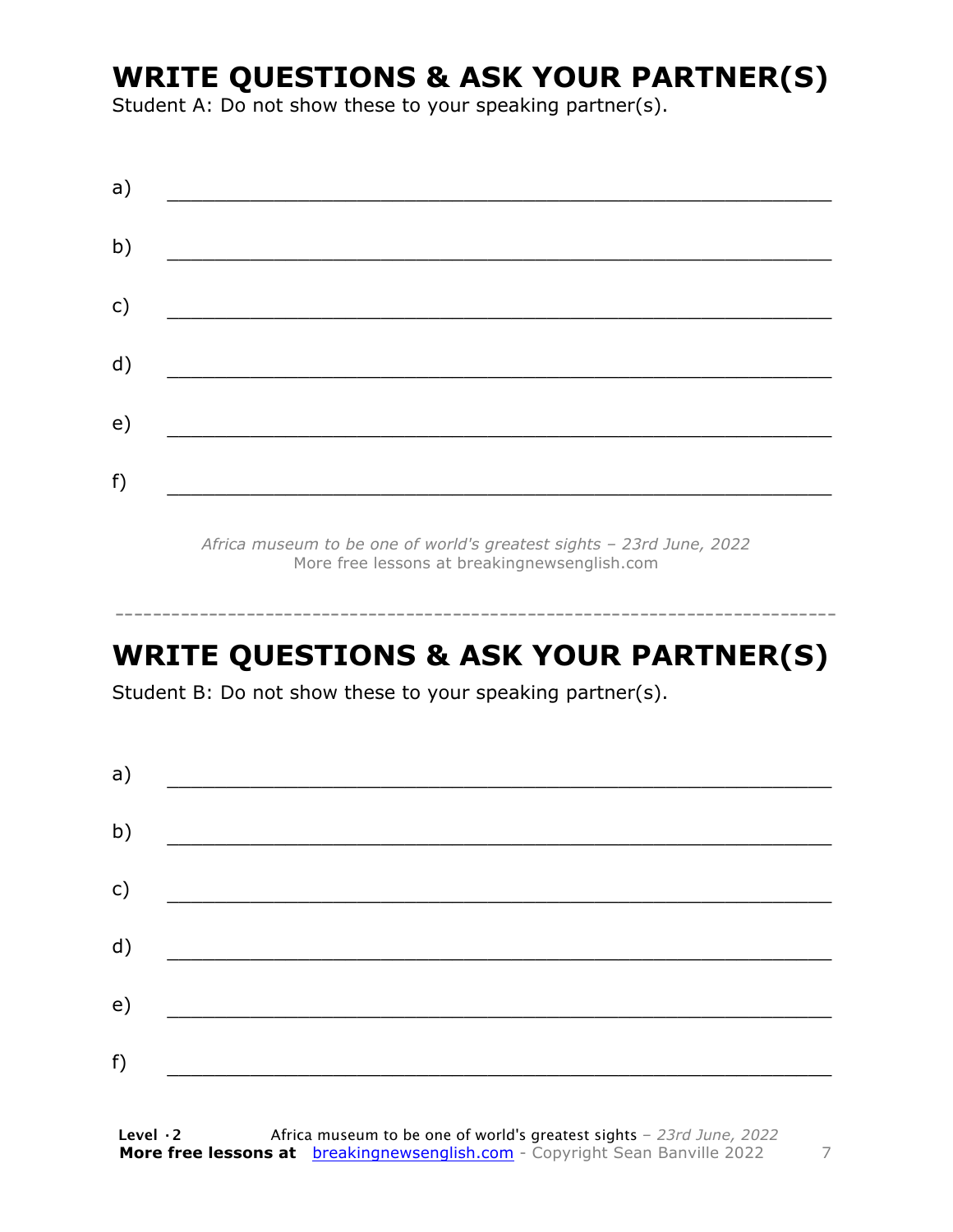# WRITE QUESTIONS & ASK YOUR PARTNER(S)

Student A: Do not show these to your speaking partner(s).

a) ___________________________________________________________

b) ___________________________________________________________

c) ___________________________________________________________

d) ___________________________________________________________

e) ___________________________________________________________

f) ___________________________________________________________

*Africa museum to be one of world's greatest sights – 23rd June, 2022*
More free lessons at breakingnewsenglish.com

---

# WRITE QUESTIONS & ASK YOUR PARTNER(S)

Student B: Do not show these to your speaking partner(s).

a) ___________________________________________________________

b) ___________________________________________________________

c) ___________________________________________________________

d) ___________________________________________________________

e) ___________________________________________________________

f) ___________________________________________________________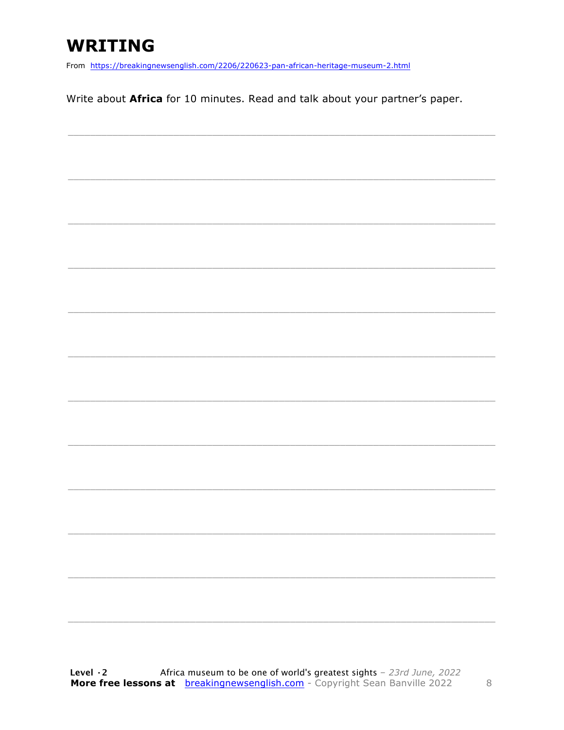# WRITING

From https://breakingnewsenglish.com/2206/220623-pan-african-heritage-museum-2.html

Write about **Africa** for 10 minutes. Read and talk about your partner's paper.

___________________________________________________________________________

___________________________________________________________________________

___________________________________________________________________________

___________________________________________________________________________

___________________________________________________________________________

___________________________________________________________________________

___________________________________________________________________________

___________________________________________________________________________

___________________________________________________________________________

___________________________________________________________________________

___________________________________________________________________________

___________________________________________________________________________